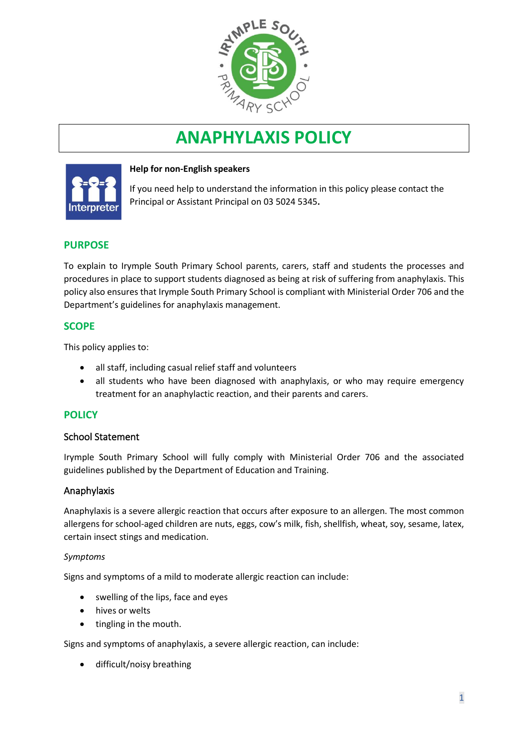# ANAPHYLAXIS POLICY

**Help for non-English speakers**

If you need help to understand the information in this policy please contact the Principal or Assistant Principal on 03 5024 5345**.**

## PURPOSE

To explain to Irymple South Primary School parents, carers, staff and students the processes and procedures in place to support students diagnosed as being at risk of suffering from anaphylaxis. This policy also ensures that Irymple South Primary School is compliant with Ministerial Order 706 and the Department's guidelines for anaphylaxis management.

## SCOPE

This policy applies to:

- all staff, including casual relief staff and volunteers
- all students who have been diagnosed with anaphylaxis, or who may require emergency treatment for an anaphylactic reaction, and their parents and carers.

## POLICY

### School Statement

Irymple South Primary School will fully comply with Ministerial Order 706 and the associated guidelines published by the Department of Education and Training.

### Anaphylaxis

Anaphylaxis is a severe allergic reaction that occurs after exposure to an allergen. The most common allergens for school-aged children are nuts, eggs, cow's milk, fish, shellfish, wheat, soy, sesame, latex, certain insect stings and medication.

*Symptoms*

Signs and symptoms of a mild to moderate allergic reaction can include:

- swelling of the lips, face and eyes
- hives or welts
- tingling in the mouth.

Signs and symptoms of anaphylaxis, a severe allergic reaction, can include:

- difficult/noisy breathing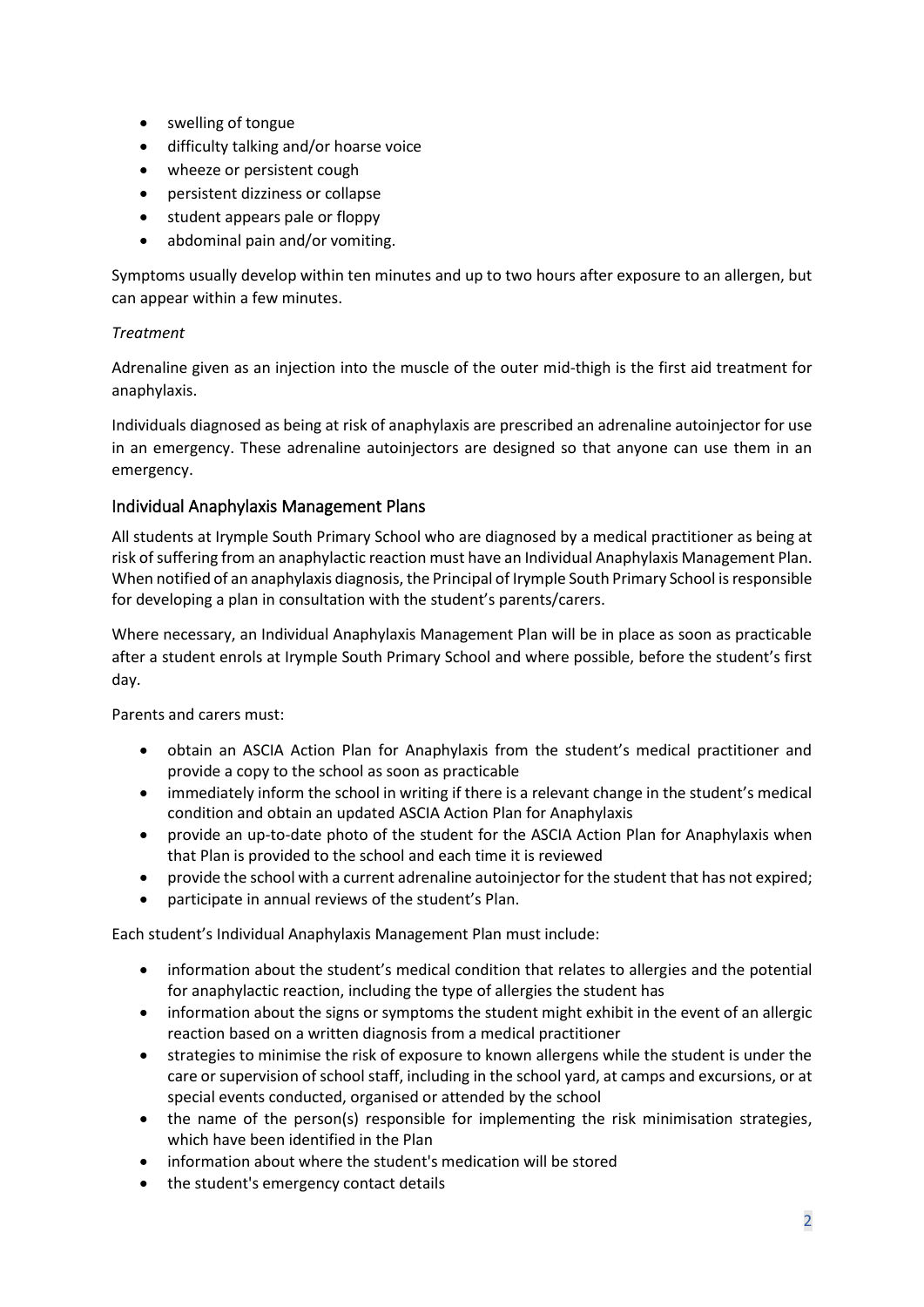- swelling of tongue
- difficulty talking and/or hoarse voice
- wheeze or persistent cough
- persistent dizziness or collapse
- student appears pale or floppy
- abdominal pain and/or vomiting.

Symptoms usually develop within ten minutes and up to two hours after exposure to an allergen, but can appear within a few minutes.

*Treatment*

Adrenaline given as an injection into the muscle of the outer mid-thigh is the first aid treatment for anaphylaxis.

Individuals diagnosed as being at risk of anaphylaxis are prescribed an adrenaline autoinjector for use in an emergency. These adrenaline autoinjectors are designed so that anyone can use them in an emergency.

## Individual Anaphylaxis Management Plans

All students at Irymple South Primary School who are diagnosed by a medical practitioner as being at risk of suffering from an anaphylactic reaction must have an Individual Anaphylaxis Management Plan. When notified of an anaphylaxis diagnosis, the Principal of Irymple South Primary School is responsible for developing a plan in consultation with the student's parents/carers.

Where necessary, an Individual Anaphylaxis Management Plan will be in place as soon as practicable after a student enrols at Irymple South Primary School and where possible, before the student's first day.

Parents and carers must:

- obtain an ASCIA Action Plan for Anaphylaxis from the student's medical practitioner and provide a copy to the school as soon as practicable
- immediately inform the school in writing if there is a relevant change in the student's medical condition and obtain an updated ASCIA Action Plan for Anaphylaxis
- provide an up-to-date photo of the student for the ASCIA Action Plan for Anaphylaxis when that Plan is provided to the school and each time it is reviewed
- provide the school with a current adrenaline autoinjector for the student that has not expired;
- participate in annual reviews of the student's Plan.

Each student's Individual Anaphylaxis Management Plan must include:

- information about the student's medical condition that relates to allergies and the potential for anaphylactic reaction, including the type of allergies the student has
- information about the signs or symptoms the student might exhibit in the event of an allergic reaction based on a written diagnosis from a medical practitioner
- strategies to minimise the risk of exposure to known allergens while the student is under the care or supervision of school staff, including in the school yard, at camps and excursions, or at special events conducted, organised or attended by the school
- the name of the person(s) responsible for implementing the risk minimisation strategies, which have been identified in the Plan
- information about where the student's medication will be stored
- the student's emergency contact details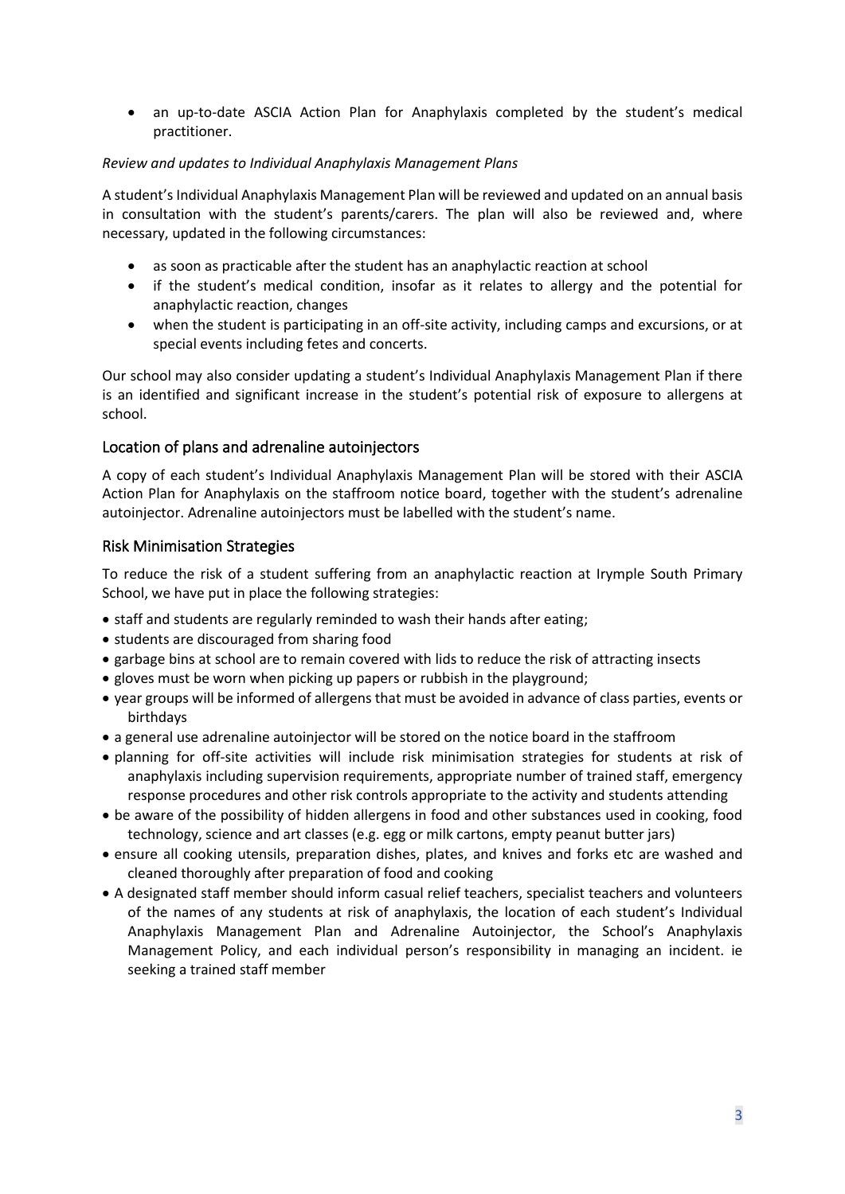- an up-to-date ASCIA Action Plan for Anaphylaxis completed by the student's medical practitioner.

*Review and updates to Individual Anaphylaxis Management Plans*

A student's Individual Anaphylaxis Management Plan will be reviewed and updated on an annual basis in consultation with the student's parents/carers. The plan will also be reviewed and, where necessary, updated in the following circumstances:

- as soon as practicable after the student has an anaphylactic reaction at school
- if the student's medical condition, insofar as it relates to allergy and the potential for anaphylactic reaction, changes
- when the student is participating in an off-site activity, including camps and excursions, or at special events including fetes and concerts.

Our school may also consider updating a student's Individual Anaphylaxis Management Plan if there is an identified and significant increase in the student's potential risk of exposure to allergens at school.

## Location of plans and adrenaline autoinjectors

A copy of each student's Individual Anaphylaxis Management Plan will be stored with their ASCIA Action Plan for Anaphylaxis on the staffroom notice board, together with the student's adrenaline autoinjector. Adrenaline autoinjectors must be labelled with the student's name.

## Risk Minimisation Strategies

To reduce the risk of a student suffering from an anaphylactic reaction at Irymple South Primary School, we have put in place the following strategies:

- staff and students are regularly reminded to wash their hands after eating;
- students are discouraged from sharing food
- garbage bins at school are to remain covered with lids to reduce the risk of attracting insects
- gloves must be worn when picking up papers or rubbish in the playground;
- year groups will be informed of allergens that must be avoided in advance of class parties, events or birthdays
- a general use adrenaline autoinjector will be stored on the notice board in the staffroom
- planning for off-site activities will include risk minimisation strategies for students at risk of anaphylaxis including supervision requirements, appropriate number of trained staff, emergency response procedures and other risk controls appropriate to the activity and students attending
- be aware of the possibility of hidden allergens in food and other substances used in cooking, food technology, science and art classes (e.g. egg or milk cartons, empty peanut butter jars)
- ensure all cooking utensils, preparation dishes, plates, and knives and forks etc are washed and cleaned thoroughly after preparation of food and cooking
- A designated staff member should inform casual relief teachers, specialist teachers and volunteers of the names of any students at risk of anaphylaxis, the location of each student's Individual Anaphylaxis Management Plan and Adrenaline Autoinjector, the School's Anaphylaxis Management Policy, and each individual person's responsibility in managing an incident. ie seeking a trained staff member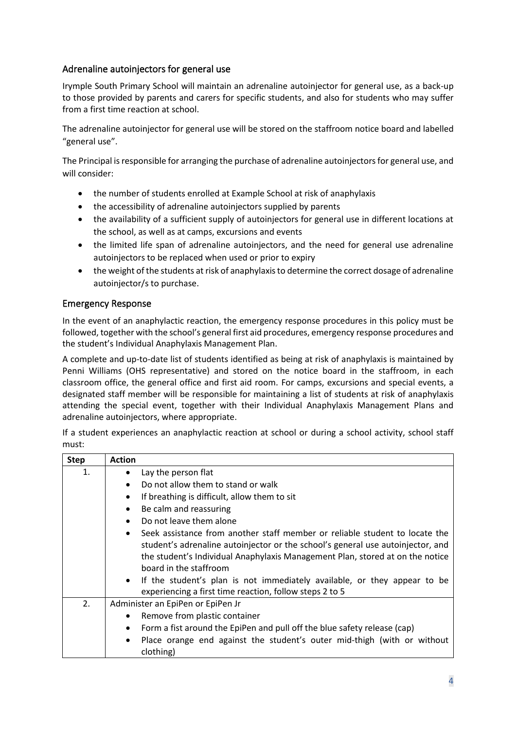## Adrenaline autoinjectors for general use

Irymple South Primary School will maintain an adrenaline autoinjector for general use, as a back-up to those provided by parents and carers for specific students, and also for students who may suffer from a first time reaction at school.

The adrenaline autoinjector for general use will be stored on the staffroom notice board and labelled "general use".

The Principal is responsible for arranging the purchase of adrenaline autoinjectors for general use, and will consider:

- the number of students enrolled at Example School at risk of anaphylaxis
- the accessibility of adrenaline autoinjectors supplied by parents
- the availability of a sufficient supply of autoinjectors for general use in different locations at the school, as well as at camps, excursions and events
- the limited life span of adrenaline autoinjectors, and the need for general use adrenaline autoinjectors to be replaced when used or prior to expiry
- the weight of the students at risk of anaphylaxis to determine the correct dosage of adrenaline autoinjector/s to purchase.

## Emergency Response

In the event of an anaphylactic reaction, the emergency response procedures in this policy must be followed, together with the school's general first aid procedures, emergency response procedures and the student's Individual Anaphylaxis Management Plan.

A complete and up-to-date list of students identified as being at risk of anaphylaxis is maintained by Penni Williams (OHS representative) and stored on the notice board in the staffroom, in each classroom office, the general office and first aid room. For camps, excursions and special events, a designated staff member will be responsible for maintaining a list of students at risk of anaphylaxis attending the special event, together with their Individual Anaphylaxis Management Plans and adrenaline autoinjectors, where appropriate.

If a student experiences an anaphylactic reaction at school or during a school activity, school staff must:

| Step | Action |
|---|---|
| 1. | • Lay the person flat<br>• Do not allow them to stand or walk<br>• If breathing is difficult, allow them to sit<br>• Be calm and reassuring<br>• Do not leave them alone<br>• Seek assistance from another staff member or reliable student to locate the student's adrenaline autoinjector or the school's general use autoinjector, and the student's Individual Anaphylaxis Management Plan, stored at on the notice board in the staffroom<br>• If the student's plan is not immediately available, or they appear to be experiencing a first time reaction, follow steps 2 to 5 |
| 2. | Administer an EpiPen or EpiPen Jr<br>• Remove from plastic container<br>• Form a fist around the EpiPen and pull off the blue safety release (cap)<br>• Place orange end against the student's outer mid-thigh (with or without clothing) |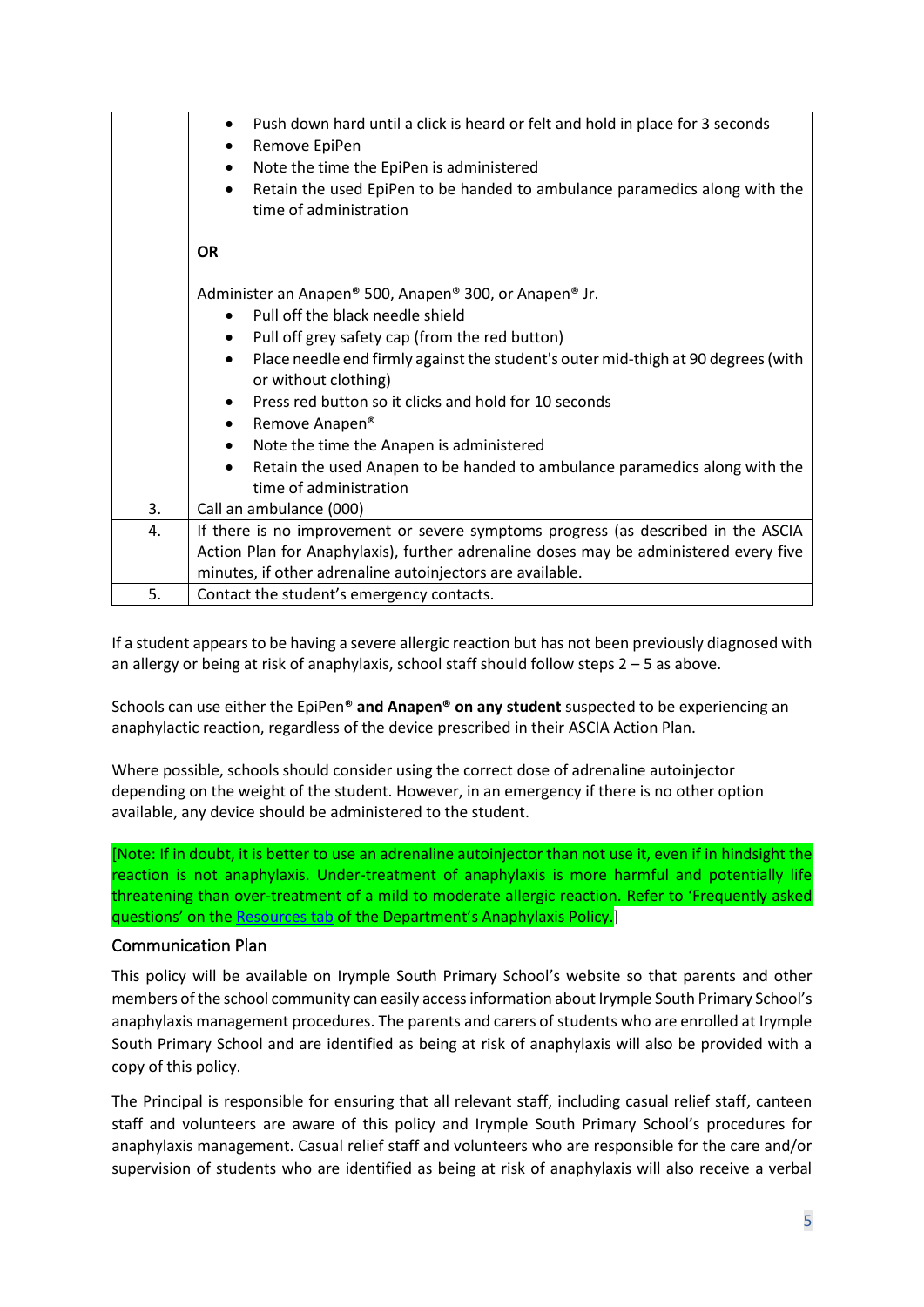|  |  |
|---|---|
|  | • Push down hard until a click is heard or felt and hold in place for 3 seconds<br>• Remove EpiPen<br>• Note the time the EpiPen is administered<br>• Retain the used EpiPen to be handed to ambulance paramedics along with the time of administration<br><br>**OR**<br><br>Administer an Anapen® 500, Anapen® 300, or Anapen® Jr.<br>• Pull off the black needle shield<br>• Pull off grey safety cap (from the red button)<br>• Place needle end firmly against the student's outer mid-thigh at 90 degrees (with or without clothing)<br>• Press red button so it clicks and hold for 10 seconds<br>• Remove Anapen®<br>• Note the time the Anapen is administered<br>• Retain the used Anapen to be handed to ambulance paramedics along with the time of administration |
| 3. | Call an ambulance (000) |
| 4. | If there is no improvement or severe symptoms progress (as described in the ASCIA Action Plan for Anaphylaxis), further adrenaline doses may be administered every five minutes, if other adrenaline autoinjectors are available. |
| 5. | Contact the student's emergency contacts. |

If a student appears to be having a severe allergic reaction but has not been previously diagnosed with an allergy or being at risk of anaphylaxis, school staff should follow steps 2 – 5 as above.

Schools can use either the EpiPen® **and Anapen® on any student** suspected to be experiencing an anaphylactic reaction, regardless of the device prescribed in their ASCIA Action Plan.

Where possible, schools should consider using the correct dose of adrenaline autoinjector depending on the weight of the student. However, in an emergency if there is no other option available, any device should be administered to the student.

[Note: If in doubt, it is better to use an adrenaline autoinjector than not use it, even if in hindsight the reaction is not anaphylaxis. Under-treatment of anaphylaxis is more harmful and potentially life threatening than over-treatment of a mild to moderate allergic reaction. Refer to 'Frequently asked questions' on the Resources tab of the Department's Anaphylaxis Policy.]

## Communication Plan

This policy will be available on Irymple South Primary School's website so that parents and other members of the school community can easily access information about Irymple South Primary School's anaphylaxis management procedures. The parents and carers of students who are enrolled at Irymple South Primary School and are identified as being at risk of anaphylaxis will also be provided with a copy of this policy.

The Principal is responsible for ensuring that all relevant staff, including casual relief staff, canteen staff and volunteers are aware of this policy and Irymple South Primary School's procedures for anaphylaxis management. Casual relief staff and volunteers who are responsible for the care and/or supervision of students who are identified as being at risk of anaphylaxis will also receive a verbal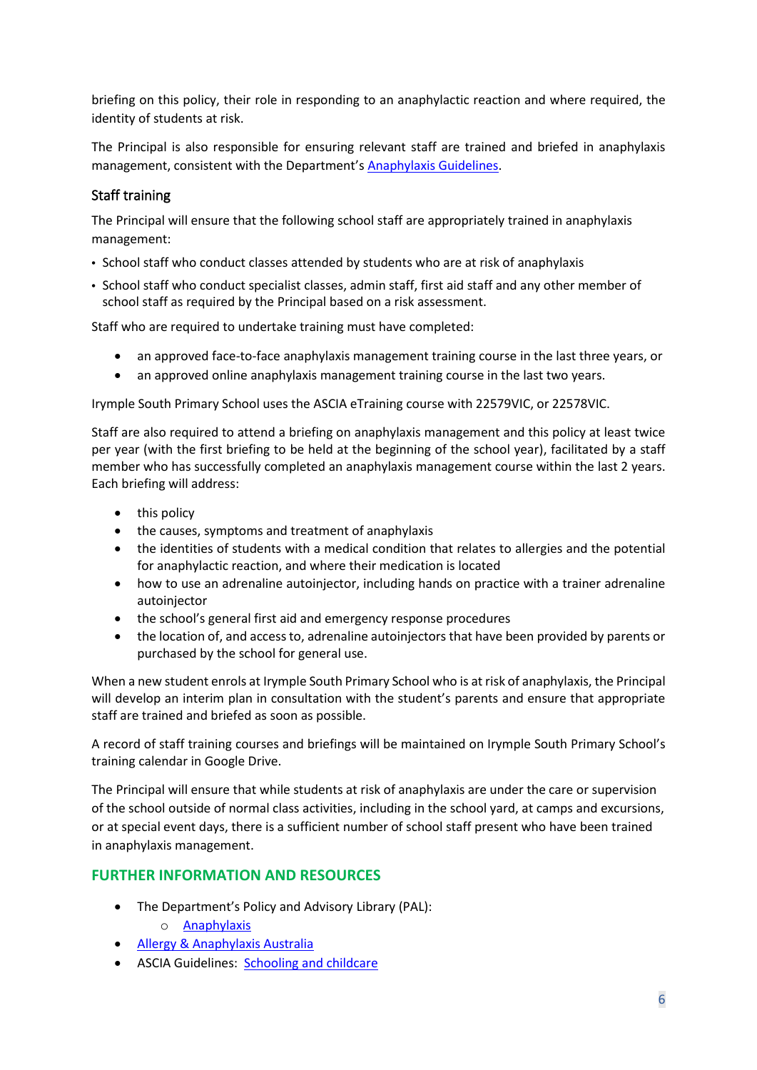briefing on this policy, their role in responding to an anaphylactic reaction and where required, the identity of students at risk.

The Principal is also responsible for ensuring relevant staff are trained and briefed in anaphylaxis management, consistent with the Department's [Anaphylaxis Guidelines](#).

### Staff training

The Principal will ensure that the following school staff are appropriately trained in anaphylaxis management:

- School staff who conduct classes attended by students who are at risk of anaphylaxis
- School staff who conduct specialist classes, admin staff, first aid staff and any other member of school staff as required by the Principal based on a risk assessment.

Staff who are required to undertake training must have completed:

- an approved face-to-face anaphylaxis management training course in the last three years, or
- an approved online anaphylaxis management training course in the last two years.

Irymple South Primary School uses the ASCIA eTraining course with 22579VIC, or 22578VIC.

Staff are also required to attend a briefing on anaphylaxis management and this policy at least twice per year (with the first briefing to be held at the beginning of the school year), facilitated by a staff member who has successfully completed an anaphylaxis management course within the last 2 years. Each briefing will address:

- this policy
- the causes, symptoms and treatment of anaphylaxis
- the identities of students with a medical condition that relates to allergies and the potential for anaphylactic reaction, and where their medication is located
- how to use an adrenaline autoinjector, including hands on practice with a trainer adrenaline autoinjector
- the school's general first aid and emergency response procedures
- the location of, and access to, adrenaline autoinjectors that have been provided by parents or purchased by the school for general use.

When a new student enrols at Irymple South Primary School who is at risk of anaphylaxis, the Principal will develop an interim plan in consultation with the student's parents and ensure that appropriate staff are trained and briefed as soon as possible.

A record of staff training courses and briefings will be maintained on Irymple South Primary School's training calendar in Google Drive.

The Principal will ensure that while students at risk of anaphylaxis are under the care or supervision of the school outside of normal class activities, including in the school yard, at camps and excursions, or at special event days, there is a sufficient number of school staff present who have been trained in anaphylaxis management.

## FURTHER INFORMATION AND RESOURCES

- The Department's Policy and Advisory Library (PAL):
  - [Anaphylaxis](#)
- [Allergy & Anaphylaxis Australia](#)
- ASCIA Guidelines: [Schooling and childcare](#)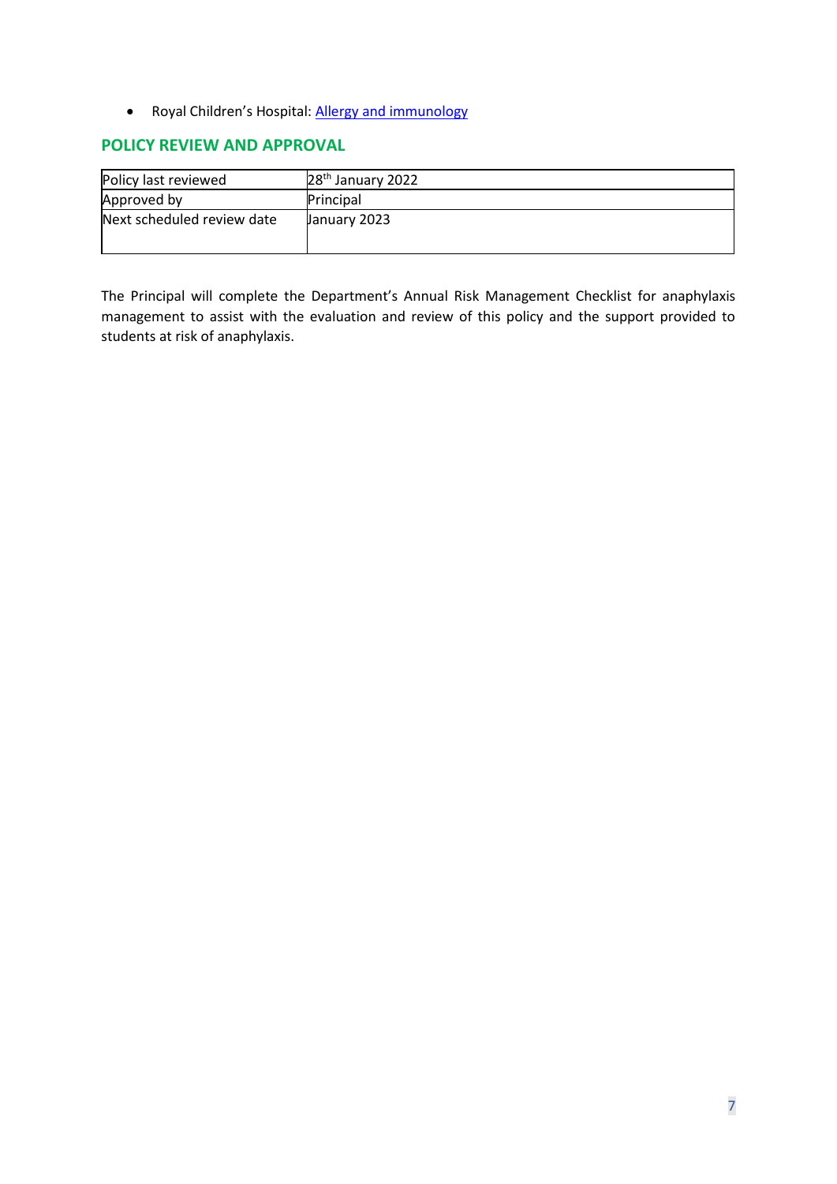- Royal Children's Hospital: Allergy and immunology

## POLICY REVIEW AND APPROVAL

| | |
|---|---|
| Policy last reviewed | 28th January 2022 |
| Approved by | Principal |
| Next scheduled review date | January 2023 |

The Principal will complete the Department's Annual Risk Management Checklist for anaphylaxis management to assist with the evaluation and review of this policy and the support provided to students at risk of anaphylaxis.